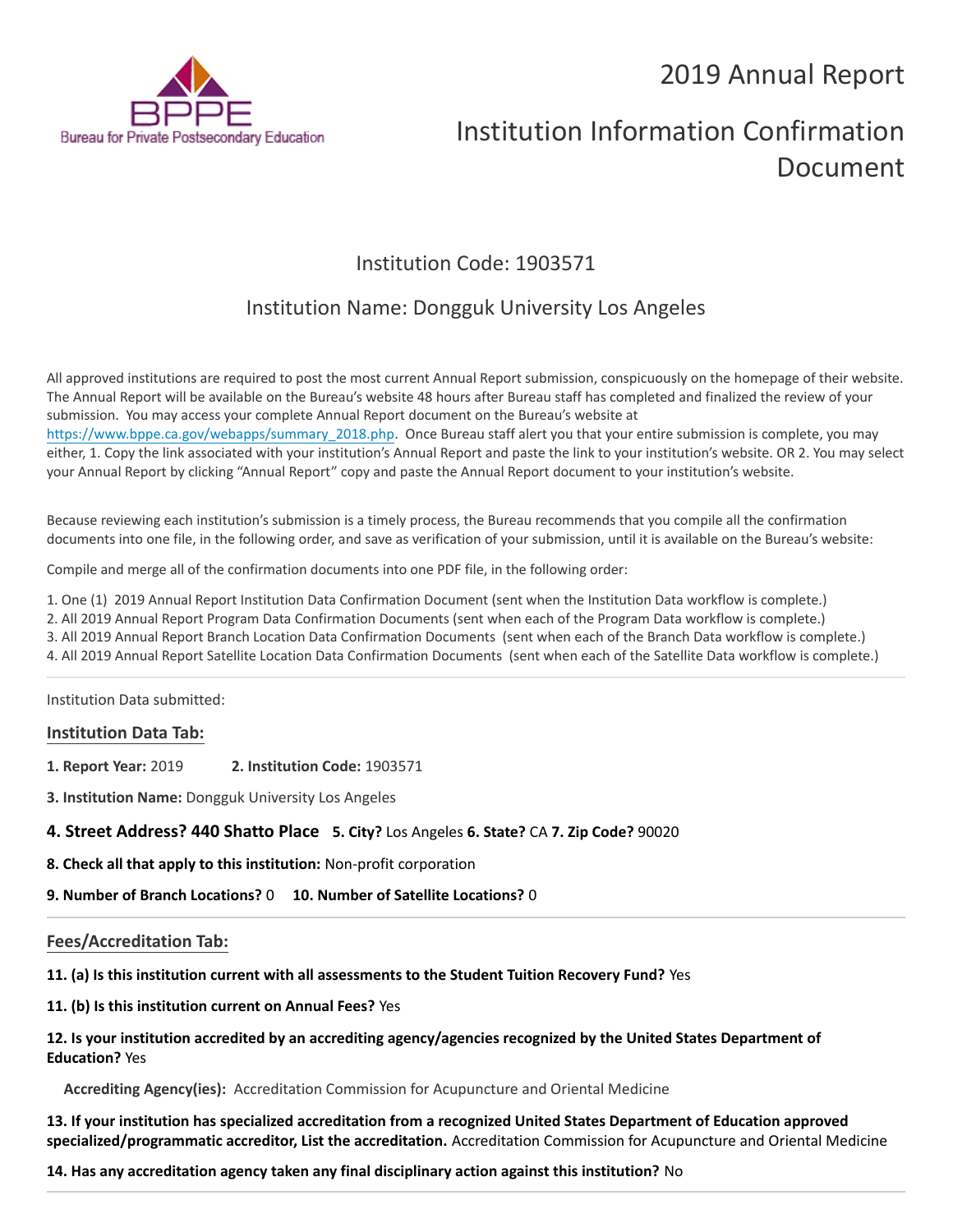Bureau for Private Postsecondary Education

# 2019 Annual Report

# Institution Information Confirmation Document

## Institution Code: 1903571

## Institution Name: Dongguk University Los Angeles

All approved institutions are required to post the most current Annual Report submission, conspicuously on the homepage of their website. The Annual Report will be available on the Bureau's website 48 hours after Bureau staff has completed and finalized the review of your submission. You may access your complete Annual Report document on the Bureau's website at https://www.bppe.ca.gov/webapps/summary_2018.php. Once Bureau staff alert you that your entire submission is complete, you may either, 1. Copy the link associated with your institution's Annual Report and paste the link to your institution's website. OR 2. You may select your Annual Report by clicking "Annual Report" copy and paste the Annual Report document to your institution's website.

Because reviewing each institution's submission is a timely process, the Bureau recommends that you compile all the confirmation documents into one file, in the following order, and save as verification of your submission, until it is available on the Bureau's website:

Compile and merge all of the confirmation documents into one PDF file, in the following order:

1. One (1) 2019 Annual Report Institution Data Confirmation Document (sent when the Institution Data workflow is complete.)
2. All 2019 Annual Report Program Data Confirmation Documents (sent when each of the Program Data workflow is complete.)
3. All 2019 Annual Report Branch Location Data Confirmation Documents (sent when each of the Branch Data workflow is complete.)
4. All 2019 Annual Report Satellite Location Data Confirmation Documents (sent when each of the Satellite Data workflow is complete.)

---

Institution Data submitted:

### Institution Data Tab:

**1. Report Year:** 2019 **2. Institution Code:** 1903571

**3. Institution Name:** Dongguk University Los Angeles

**4. Street Address? 440 Shatto Place** **5. City?** Los Angeles **6. State?** CA **7. Zip Code?** 90020

**8. Check all that apply to this institution:** Non-profit corporation

**9. Number of Branch Locations?** 0 **10. Number of Satellite Locations?** 0

---

### Fees/Accreditation Tab:

**11. (a) Is this institution current with all assessments to the Student Tuition Recovery Fund?** Yes

**11. (b) Is this institution current on Annual Fees?** Yes

**12. Is your institution accredited by an accrediting agency/agencies recognized by the United States Department of Education?** Yes

**Accrediting Agency(ies):** Accreditation Commission for Acupuncture and Oriental Medicine

**13. If your institution has specialized accreditation from a recognized United States Department of Education approved specialized/programmatic accreditor, List the accreditation.** Accreditation Commission for Acupuncture and Oriental Medicine

**14. Has any accreditation agency taken any final disciplinary action against this institution?** No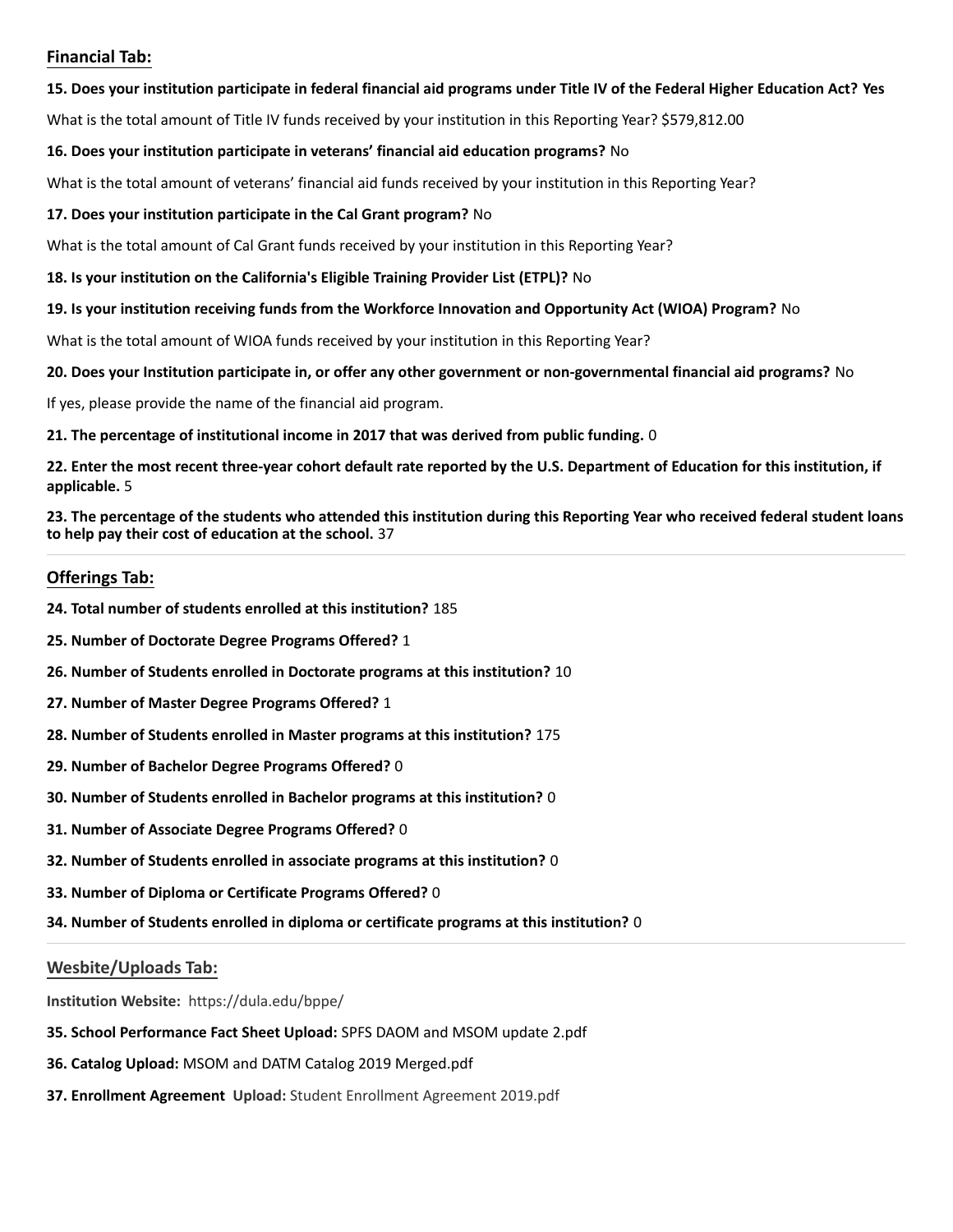## Financial Tab:

**15. Does your institution participate in federal financial aid programs under Title IV of the Federal Higher Education Act? Yes**

What is the total amount of Title IV funds received by your institution in this Reporting Year? $579,812.00

**16. Does your institution participate in veterans' financial aid education programs?** No

What is the total amount of veterans' financial aid funds received by your institution in this Reporting Year?

**17. Does your institution participate in the Cal Grant program?** No

What is the total amount of Cal Grant funds received by your institution in this Reporting Year?

**18. Is your institution on the California's Eligible Training Provider List (ETPL)?** No

**19. Is your institution receiving funds from the Workforce Innovation and Opportunity Act (WIOA) Program?** No

What is the total amount of WIOA funds received by your institution in this Reporting Year?

**20. Does your Institution participate in, or offer any other government or non-governmental financial aid programs?** No

If yes, please provide the name of the financial aid program.

**21. The percentage of institutional income in 2017 that was derived from public funding.** 0

**22. Enter the most recent three-year cohort default rate reported by the U.S. Department of Education for this institution, if applicable.** 5

**23. The percentage of the students who attended this institution during this Reporting Year who received federal student loans to help pay their cost of education at the school.** 37

## Offerings Tab:

**24. Total number of students enrolled at this institution?** 185

**25. Number of Doctorate Degree Programs Offered?** 1

**26. Number of Students enrolled in Doctorate programs at this institution?** 10

**27. Number of Master Degree Programs Offered?** 1

**28. Number of Students enrolled in Master programs at this institution?** 175

**29. Number of Bachelor Degree Programs Offered?** 0

**30. Number of Students enrolled in Bachelor programs at this institution?** 0

**31. Number of Associate Degree Programs Offered?** 0

**32. Number of Students enrolled in associate programs at this institution?** 0

**33. Number of Diploma or Certificate Programs Offered?** 0

**34. Number of Students enrolled in diploma or certificate programs at this institution?** 0

## Wesbite/Uploads Tab:

**Institution Website:** https://dula.edu/bppe/

**35. School Performance Fact Sheet Upload:** SPFS DAOM and MSOM update 2.pdf

**36. Catalog Upload:** MSOM and DATM Catalog 2019 Merged.pdf

**37. Enrollment Agreement Upload:** Student Enrollment Agreement 2019.pdf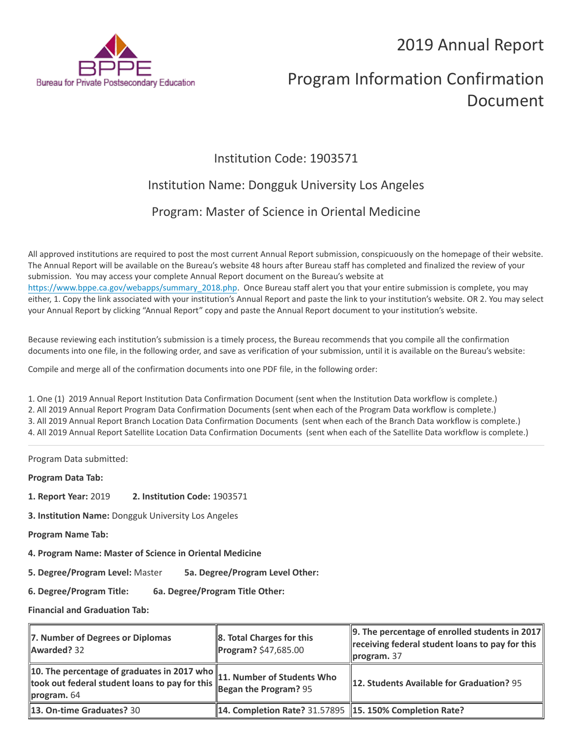# 2019 Annual Report

# Program Information Confirmation Document

Institution Code: 1903571

Institution Name: Dongguk University Los Angeles

Program: Master of Science in Oriental Medicine

All approved institutions are required to post the most current Annual Report submission, conspicuously on the homepage of their website. The Annual Report will be available on the Bureau's website 48 hours after Bureau staff has completed and finalized the review of your submission. You may access your complete Annual Report document on the Bureau's website at https://www.bppe.ca.gov/webapps/summary_2018.php. Once Bureau staff alert you that your entire submission is complete, you may either, 1. Copy the link associated with your institution's Annual Report and paste the link to your institution's website. OR 2. You may select your Annual Report by clicking "Annual Report" copy and paste the Annual Report document to your institution's website.

Because reviewing each institution's submission is a timely process, the Bureau recommends that you compile all the confirmation documents into one file, in the following order, and save as verification of your submission, until it is available on the Bureau's website:

Compile and merge all of the confirmation documents into one PDF file, in the following order:

1. One (1) 2019 Annual Report Institution Data Confirmation Document (sent when the Institution Data workflow is complete.)
2. All 2019 Annual Report Program Data Confirmation Documents (sent when each of the Program Data workflow is complete.)
3. All 2019 Annual Report Branch Location Data Confirmation Documents (sent when each of the Branch Data workflow is complete.)
4. All 2019 Annual Report Satellite Location Data Confirmation Documents (sent when each of the Satellite Data workflow is complete.)

---

Program Data submitted:

**Program Data Tab:**

**1. Report Year:** 2019 **2. Institution Code:** 1903571

**3. Institution Name:** Dongguk University Los Angeles

**Program Name Tab:**

**4. Program Name: Master of Science in Oriental Medicine**

**5. Degree/Program Level:** Master **5a. Degree/Program Level Other:**

**6. Degree/Program Title:** **6a. Degree/Program Title Other:**

**Financial and Graduation Tab:**

| | | |
|---|---|---|
| **7. Number of Degrees or Diplomas Awarded?** 32 | **8. Total Charges for this Program?** $47,685.00 | **9. The percentage of enrolled students in 2017 receiving federal student loans to pay for this program.** 37 |
| **10. The percentage of graduates in 2017 who took out federal student loans to pay for this program.** 64 | **11. Number of Students Who Began the Program?** 95 | **12. Students Available for Graduation?** 95 |
| **13. On-time Graduates?** 30 | **14. Completion Rate?** 31.57895 | **15. 150% Completion Rate?** |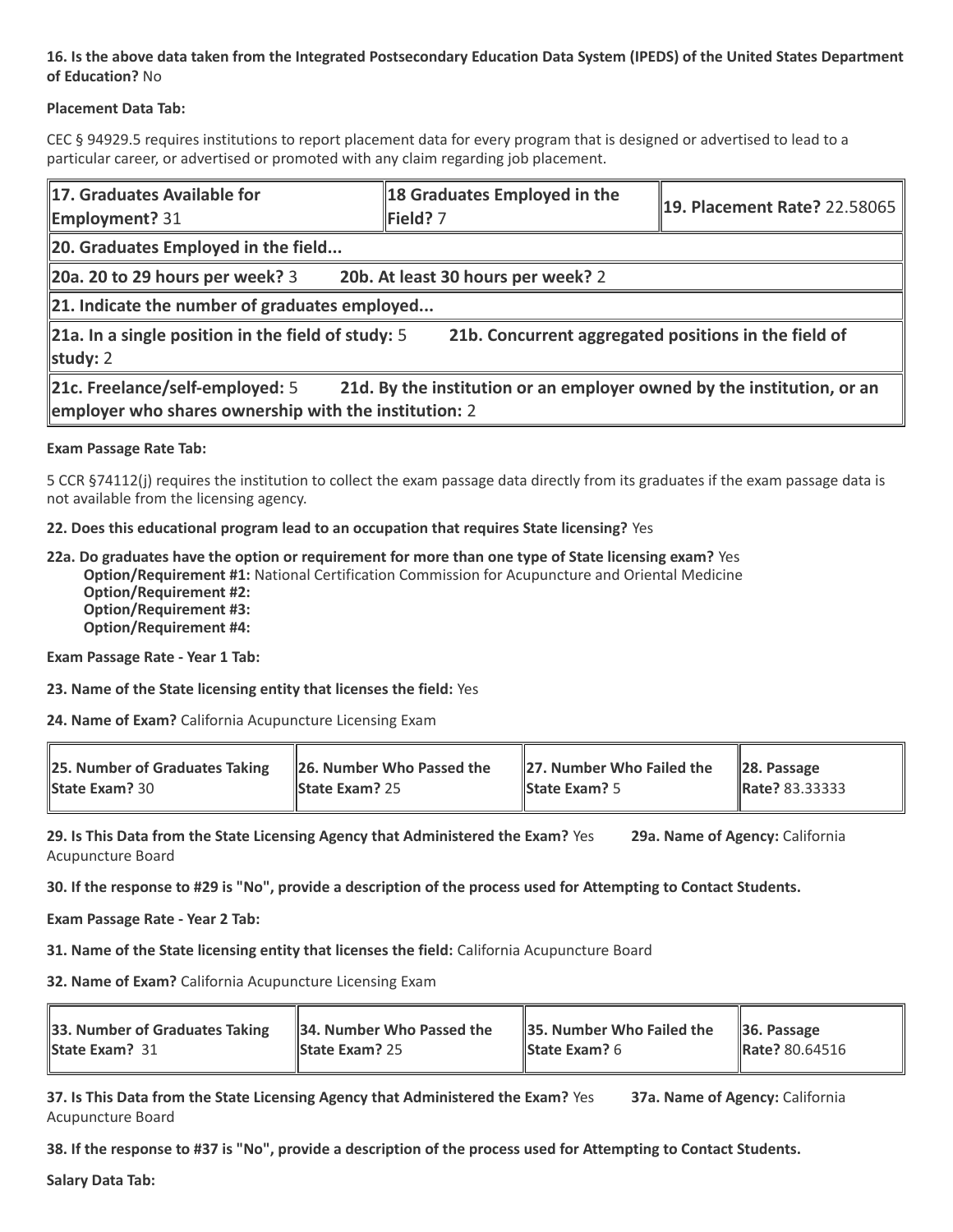**16. Is the above data taken from the Integrated Postsecondary Education Data System (IPEDS) of the United States Department of Education?** No

**Placement Data Tab:**

CEC § 94929.5 requires institutions to report placement data for every program that is designed or advertised to lead to a particular career, or advertised or promoted with any claim regarding job placement.

| **17. Graduates Available for Employment?** 31 | **18 Graduates Employed in the Field?** 7 | **19. Placement Rate?** 22.58065 |
|---|---|---|
| **20. Graduates Employed in the field...** | | |
| **20a. 20 to 29 hours per week?** 3 | **20b. At least 30 hours per week?** 2 | |
| **21. Indicate the number of graduates employed...** | | |
| **21a. In a single position in the field of study:** 5 | **21b. Concurrent aggregated positions in the field of study:** 2 | |
| **21c. Freelance/self-employed:** 5 | **21d. By the institution or an employer owned by the institution, or an employer who shares ownership with the institution:** 2 | |

**Exam Passage Rate Tab:**

5 CCR §74112(j) requires the institution to collect the exam passage data directly from its graduates if the exam passage data is not available from the licensing agency.

**22. Does this educational program lead to an occupation that requires State licensing?** Yes

**22a. Do graduates have the option or requirement for more than one type of State licensing exam?** Yes
- **Option/Requirement #1:** National Certification Commission for Acupuncture and Oriental Medicine
- **Option/Requirement #2:**
- **Option/Requirement #3:**
- **Option/Requirement #4:**

**Exam Passage Rate - Year 1 Tab:**

**23. Name of the State licensing entity that licenses the field:** Yes

**24. Name of Exam?** California Acupuncture Licensing Exam

| **25. Number of Graduates Taking State Exam?** 30 | **26. Number Who Passed the State Exam?** 25 | **27. Number Who Failed the State Exam?** 5 | **28. Passage Rate?** 83.33333 |
|---|---|---|---|

**29. Is This Data from the State Licensing Agency that Administered the Exam?** Yes **29a. Name of Agency:** California Acupuncture Board

**30. If the response to #29 is "No", provide a description of the process used for Attempting to Contact Students.**

**Exam Passage Rate - Year 2 Tab:**

**31. Name of the State licensing entity that licenses the field:** California Acupuncture Board

**32. Name of Exam?** California Acupuncture Licensing Exam

| **33. Number of Graduates Taking State Exam?** 31 | **34. Number Who Passed the State Exam?** 25 | **35. Number Who Failed the State Exam?** 6 | **36. Passage Rate?** 80.64516 |
|---|---|---|---|

**37. Is This Data from the State Licensing Agency that Administered the Exam?** Yes **37a. Name of Agency:** California Acupuncture Board

**38. If the response to #37 is "No", provide a description of the process used for Attempting to Contact Students.**

**Salary Data Tab:**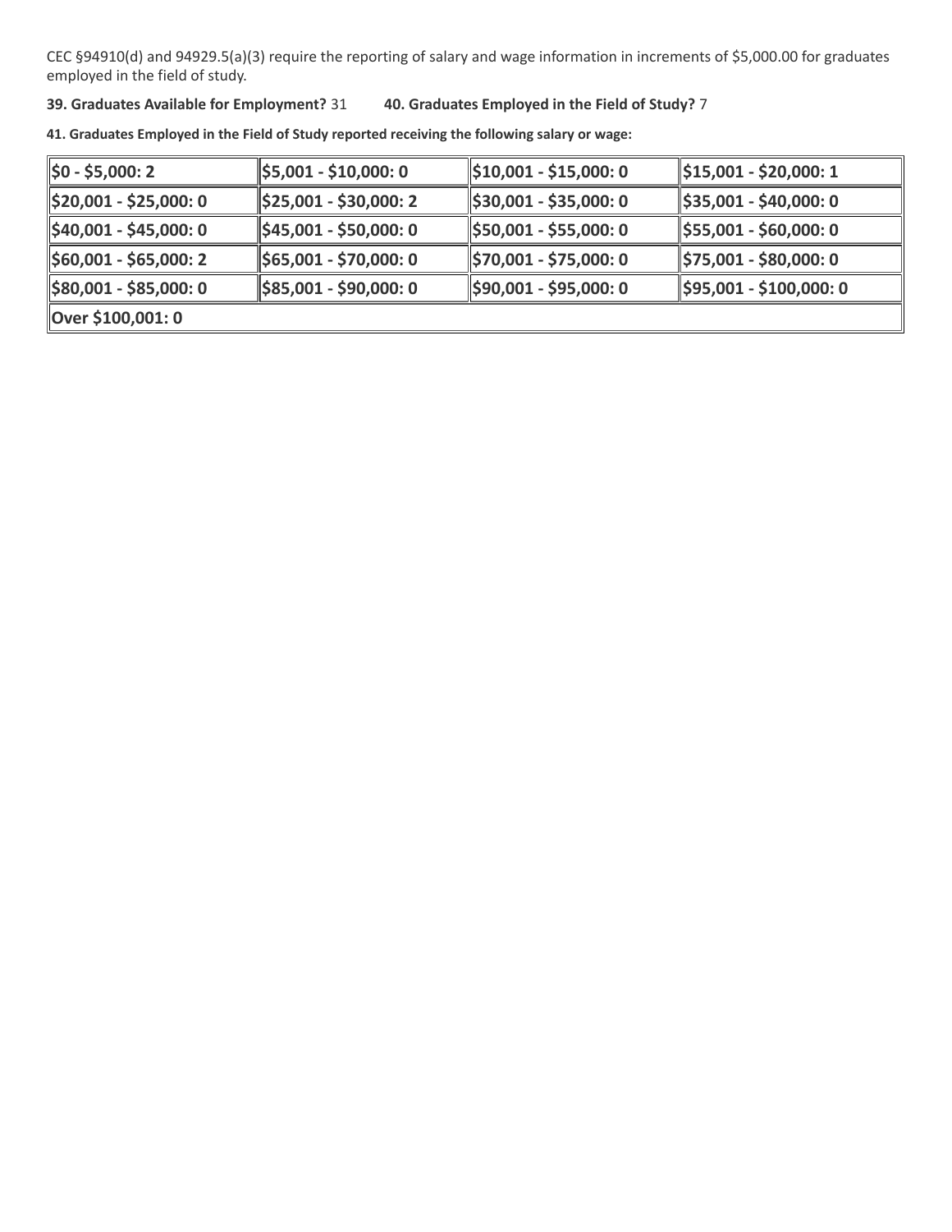CEC §94910(d) and 94929.5(a)(3) require the reporting of salary and wage information in increments of $5,000.00 for graduates employed in the field of study.

**39. Graduates Available for Employment?** 31 **40. Graduates Employed in the Field of Study?** 7

**41. Graduates Employed in the Field of Study reported receiving the following salary or wage:**

| | | | |
|---|---|---|---|
| **$0 - $5,000: 2** | **$5,001 - $10,000: 0** | **$10,001 - $15,000: 0** | **$15,001 - $20,000: 1** |
| **$20,001 - $25,000: 0** | **$25,001 - $30,000: 2** | **$30,001 - $35,000: 0** | **$35,001 - $40,000: 0** |
| **$40,001 - $45,000: 0** | **$45,001 - $50,000: 0** | **$50,001 - $55,000: 0** | **$55,001 - $60,000: 0** |
| **$60,001 - $65,000: 2** | **$65,001 - $70,000: 0** | **$70,001 - $75,000: 0** | **$75,001 - $80,000: 0** |
| **$80,001 - $85,000: 0** | **$85,001 - $90,000: 0** | **$90,001 - $95,000: 0** | **$95,001 - $100,000: 0** |
| **Over $100,001: 0** | | | |